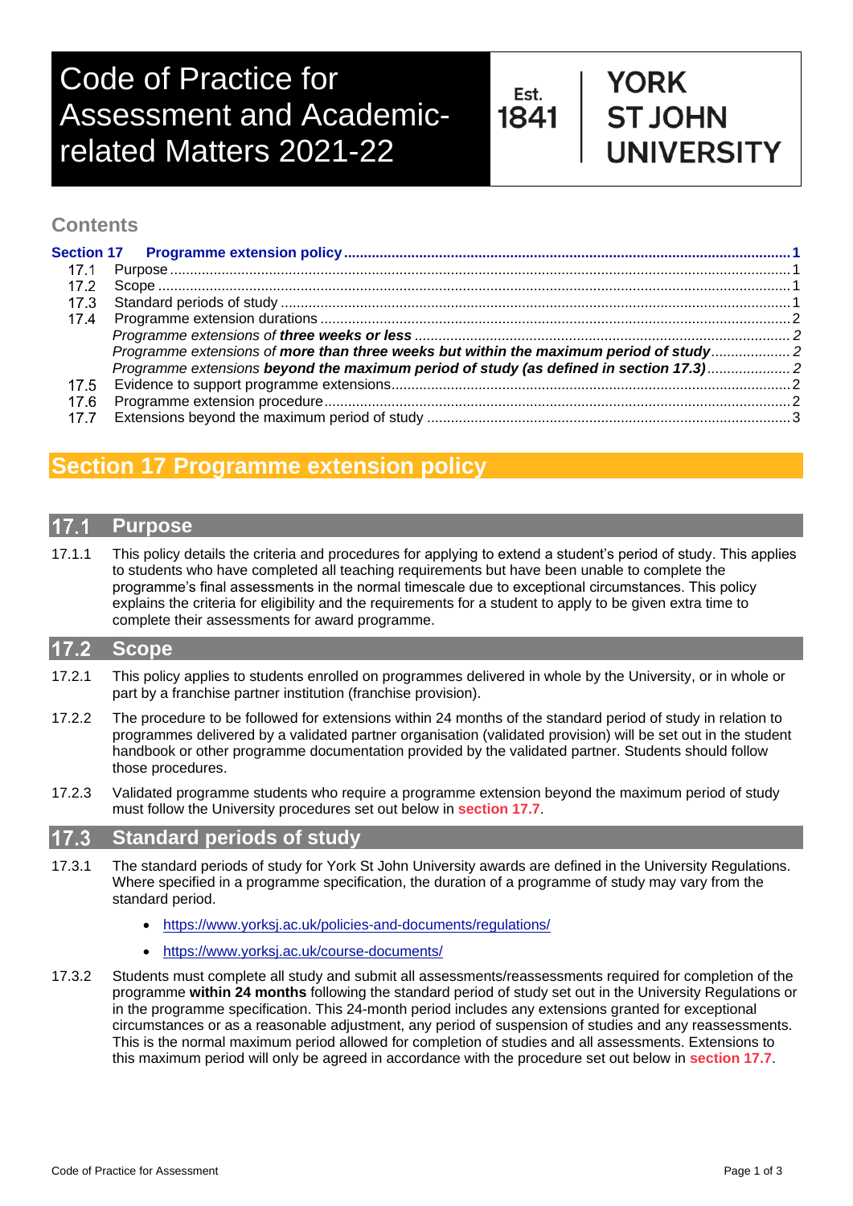# Code of Practice for Assessment and Academic-related Matters 2021-22

Est. 1841 | YORK ST JOHN UNIVERSITY

## Contents

**Section 17 Programme extension policy** ..... 1

- 17.1 Purpose ..... 1
- 17.2 Scope ..... 1
- 17.3 Standard periods of study ..... 1
- 17.4 Programme extension durations ..... 2
  - *Programme extensions of **three weeks or less*** ..... 2
  - *Programme extensions **more than three weeks but within the maximum period of study*** ..... 2
  - *Programme extensions **beyond the maximum period of study (as defined in section 17.3)*** ..... 2
- 17.5 Evidence to support programme extensions ..... 2
- 17.6 Programme extension procedure ..... 2
- 17.7 Extensions beyond the maximum period of study ..... 3

# Section 17 Programme extension policy

## 17.1 Purpose

17.1.1 This policy details the criteria and procedures for applying to extend a student's period of study. This applies to students who have completed all teaching requirements but have been unable to complete the programme's final assessments in the normal timescale due to exceptional circumstances. This policy explains the criteria for eligibility and the requirements for a student to apply to be given extra time to complete their assessments for award programme.

## 17.2 Scope

17.2.1 This policy applies to students enrolled on programmes delivered in whole by the University, or in whole or part by a franchise partner institution (franchise provision).

17.2.2 The procedure to be followed for extensions within 24 months of the standard period of study in relation to programmes delivered by a validated partner organisation (validated provision) will be set out in the student handbook or other programme documentation provided by the validated partner. Students should follow those procedures.

17.2.3 Validated programme students who require a programme extension beyond the maximum period of study must follow the University procedures set out below in **section 17.7**.

## 17.3 Standard periods of study

17.3.1 The standard periods of study for York St John University awards are defined in the University Regulations. Where specified in a programme specification, the duration of a programme of study may vary from the standard period.

- https://www.yorksj.ac.uk/policies-and-documents/regulations/
- https://www.yorksj.ac.uk/course-documents/

17.3.2 Students must complete all study and submit all assessments/reassessments required for completion of the programme **within 24 months** following the standard period of study set out in the University Regulations or in the programme specification. This 24-month period includes any extensions granted for exceptional circumstances or as a reasonable adjustment, any period of suspension of studies and any reassessments. This is the normal maximum period allowed for completion of studies and all assessments. Extensions to this maximum period will only be agreed in accordance with the procedure set out below in **section 17.7**.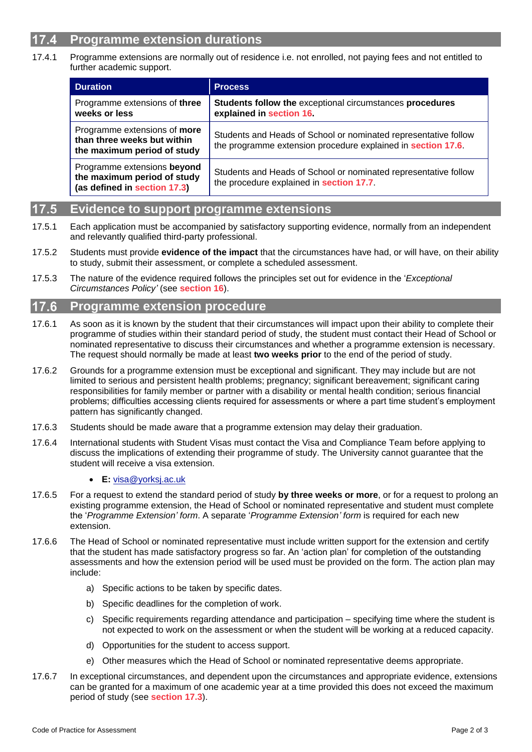## 17.4 Programme extension durations

17.4.1 Programme extensions are normally out of residence i.e. not enrolled, not paying fees and not entitled to further academic support.

| Duration | Process |
|---|---|
| Programme extensions of **three weeks or less** | **Students follow the** exceptional circumstances **procedures explained in section 16.** |
| Programme extensions of **more than three weeks but within the maximum period of study** | Students and Heads of School or nominated representative follow the programme extension procedure explained in **section 17.6**. |
| Programme extensions **beyond the maximum period of study (as defined in section 17.3)** | Students and Heads of School or nominated representative follow the procedure explained in **section 17.7**. |

## 17.5 Evidence to support programme extensions

17.5.1 Each application must be accompanied by satisfactory supporting evidence, normally from an independent and relevantly qualified third-party professional.

17.5.2 Students must provide **evidence of the impact** that the circumstances have had, or will have, on their ability to study, submit their assessment, or complete a scheduled assessment.

17.5.3 The nature of the evidence required follows the principles set out for evidence in the '*Exceptional Circumstances Policy'* (see **section 16**).

## 17.6 Programme extension procedure

17.6.1 As soon as it is known by the student that their circumstances will impact upon their ability to complete their programme of studies within their standard period of study, the student must contact their Head of School or nominated representative to discuss their circumstances and whether a programme extension is necessary. The request should normally be made at least **two weeks prior** to the end of the period of study.

17.6.2 Grounds for a programme extension must be exceptional and significant. They may include but are not limited to serious and persistent health problems; pregnancy; significant bereavement; significant caring responsibilities for family member or partner with a disability or mental health condition; serious financial problems; difficulties accessing clients required for assessments or where a part time student's employment pattern has significantly changed.

17.6.3 Students should be made aware that a programme extension may delay their graduation.

17.6.4 International students with Student Visas must contact the Visa and Compliance Team before applying to discuss the implications of extending their programme of study. The University cannot guarantee that the student will receive a visa extension.

- **E:** visa@yorksj.ac.uk

17.6.5 For a request to extend the standard period of study **by three weeks or more**, or for a request to prolong an existing programme extension, the Head of School or nominated representative and student must complete the '*Programme Extension' form*. A separate '*Programme Extension' form* is required for each new extension.

17.6.6 The Head of School or nominated representative must include written support for the extension and certify that the student has made satisfactory progress so far. An 'action plan' for completion of the outstanding assessments and how the extension period will be used must be provided on the form. The action plan may include:

a) Specific actions to be taken by specific dates.

b) Specific deadlines for the completion of work.

c) Specific requirements regarding attendance and participation – specifying time where the student is not expected to work on the assessment or when the student will be working at a reduced capacity.

d) Opportunities for the student to access support.

e) Other measures which the Head of School or nominated representative deems appropriate.

17.6.7 In exceptional circumstances, and dependent upon the circumstances and appropriate evidence, extensions can be granted for a maximum of one academic year at a time provided this does not exceed the maximum period of study (see **section 17.3**).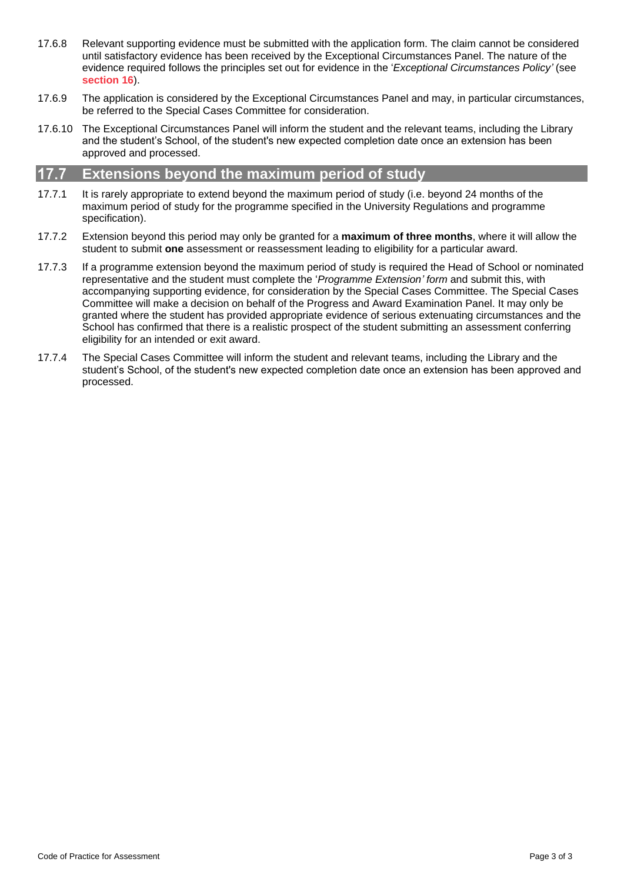17.6.8 Relevant supporting evidence must be submitted with the application form. The claim cannot be considered until satisfactory evidence has been received by the Exceptional Circumstances Panel. The nature of the evidence required follows the principles set out for evidence in the '*Exceptional Circumstances Policy'* (see **section 16**).

17.6.9 The application is considered by the Exceptional Circumstances Panel and may, in particular circumstances, be referred to the Special Cases Committee for consideration.

17.6.10 The Exceptional Circumstances Panel will inform the student and the relevant teams, including the Library and the student's School, of the student's new expected completion date once an extension has been approved and processed.

## 17.7 Extensions beyond the maximum period of study

17.7.1 It is rarely appropriate to extend beyond the maximum period of study (i.e. beyond 24 months of the maximum period of study for the programme specified in the University Regulations and programme specification).

17.7.2 Extension beyond this period may only be granted for a **maximum of three months**, where it will allow the student to submit **one** assessment or reassessment leading to eligibility for a particular award.

17.7.3 If a programme extension beyond the maximum period of study is required the Head of School or nominated representative and the student must complete the '*Programme Extension' form* and submit this, with accompanying supporting evidence, for consideration by the Special Cases Committee. The Special Cases Committee will make a decision on behalf of the Progress and Award Examination Panel. It may only be granted where the student has provided appropriate evidence of serious extenuating circumstances and the School has confirmed that there is a realistic prospect of the student submitting an assessment conferring eligibility for an intended or exit award.

17.7.4 The Special Cases Committee will inform the student and relevant teams, including the Library and the student's School, of the student's new expected completion date once an extension has been approved and processed.